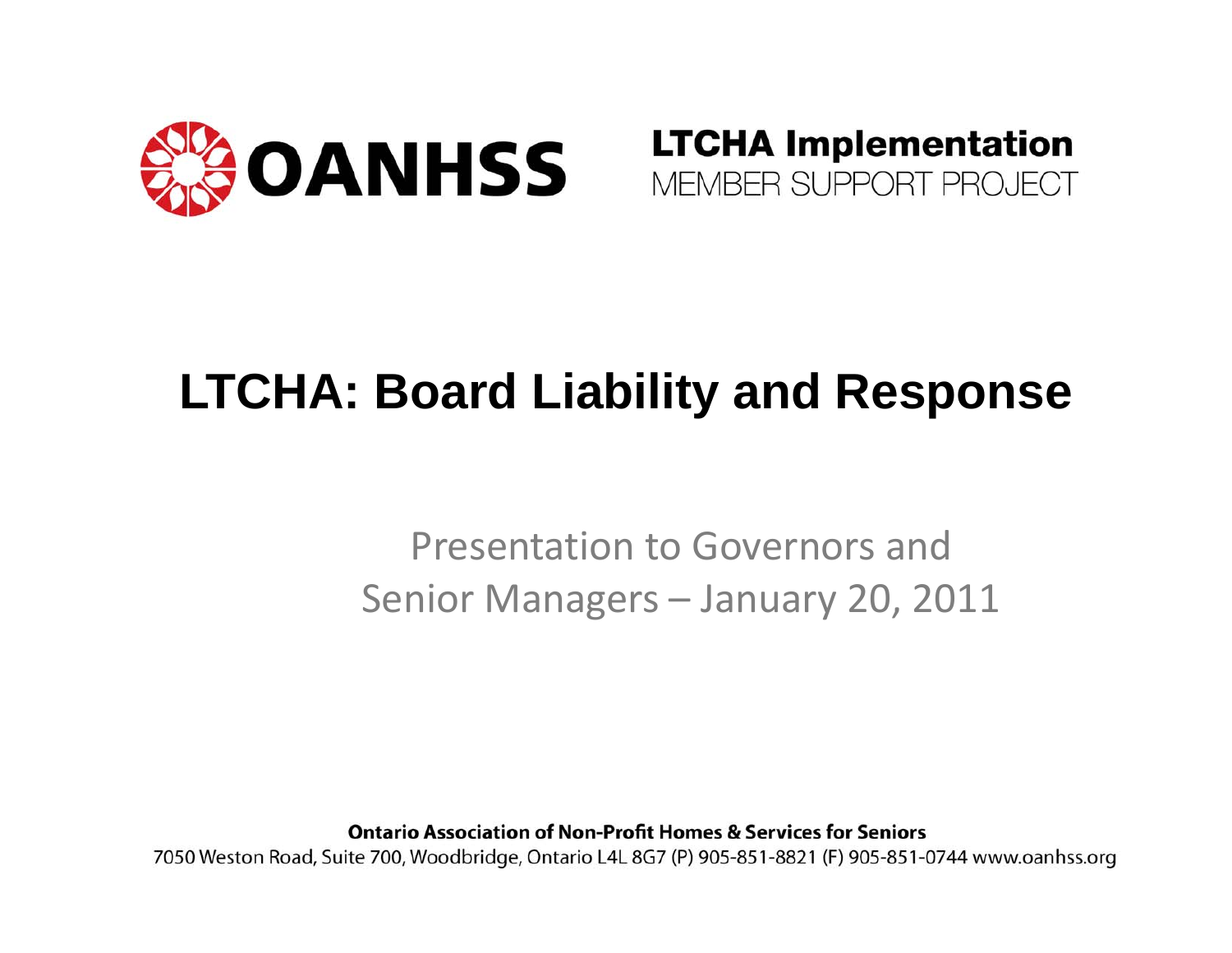**OANHSS**

**LTCHA Implementation**
MEMBER SUPPORT PROJECT

# LTCHA: Board Liability and Response

Presentation to Governors and Senior Managers – January 20, 2011

**Ontario Association of Non-Profit Homes & Services for Seniors**
7050 Weston Road, Suite 700, Woodbridge, Ontario L4L 8G7 (P) 905-851-8821 (F) 905-851-0744 www.oanhss.org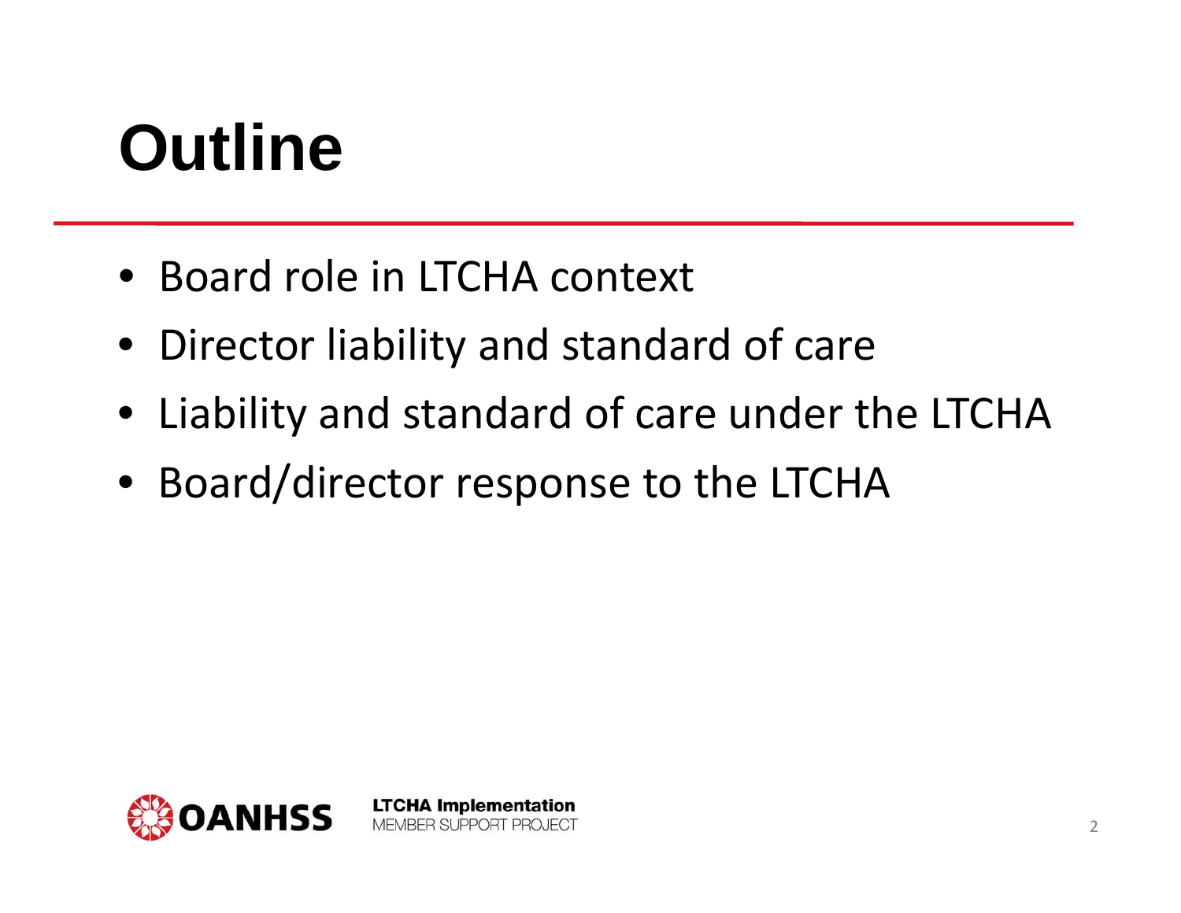# Outline

- Board role in LTCHA context
- Director liability and standard of care
- Liability and standard of care under the LTCHA
- Board/director response to the LTCHA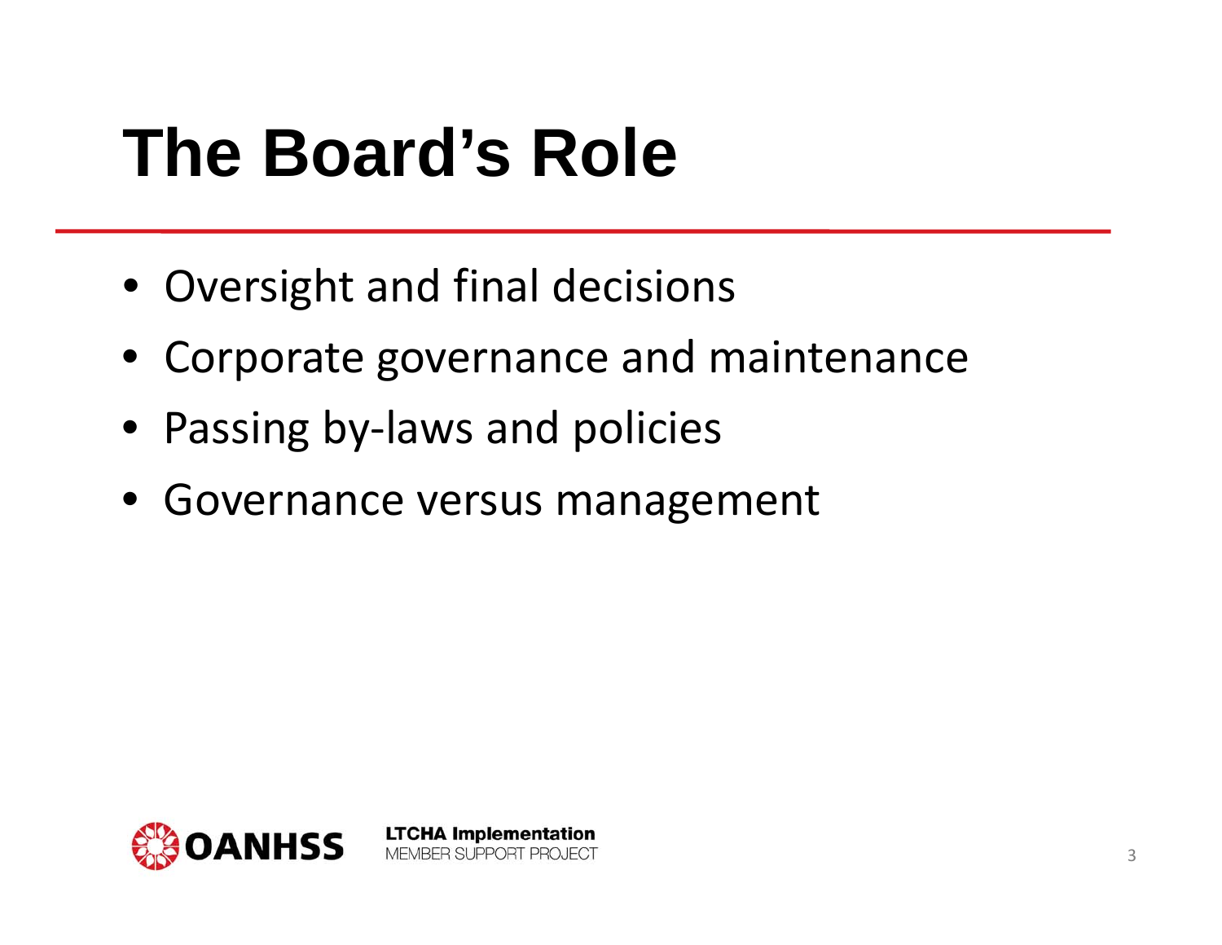# The Board's Role

- Oversight and final decisions
- Corporate governance and maintenance
- Passing by-laws and policies
- Governance versus management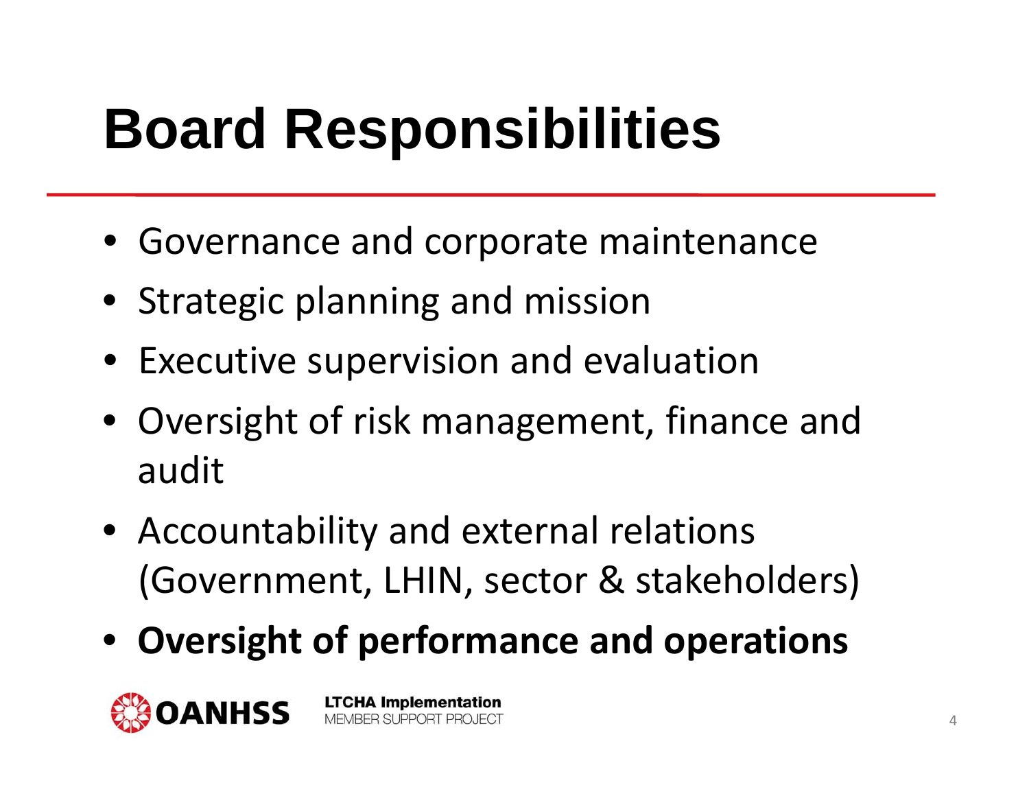# Board Responsibilities

- Governance and corporate maintenance
- Strategic planning and mission
- Executive supervision and evaluation
- Oversight of risk management, finance and audit
- Accountability and external relations (Government, LHIN, sector & stakeholders)
- **Oversight of performance and operations**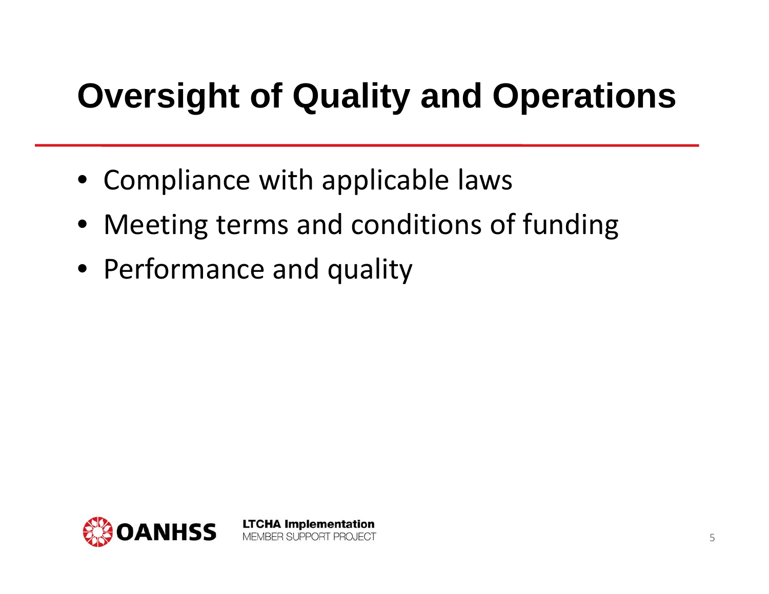# Oversight of Quality and Operations

- Compliance with applicable laws
- Meeting terms and conditions of funding
- Performance and quality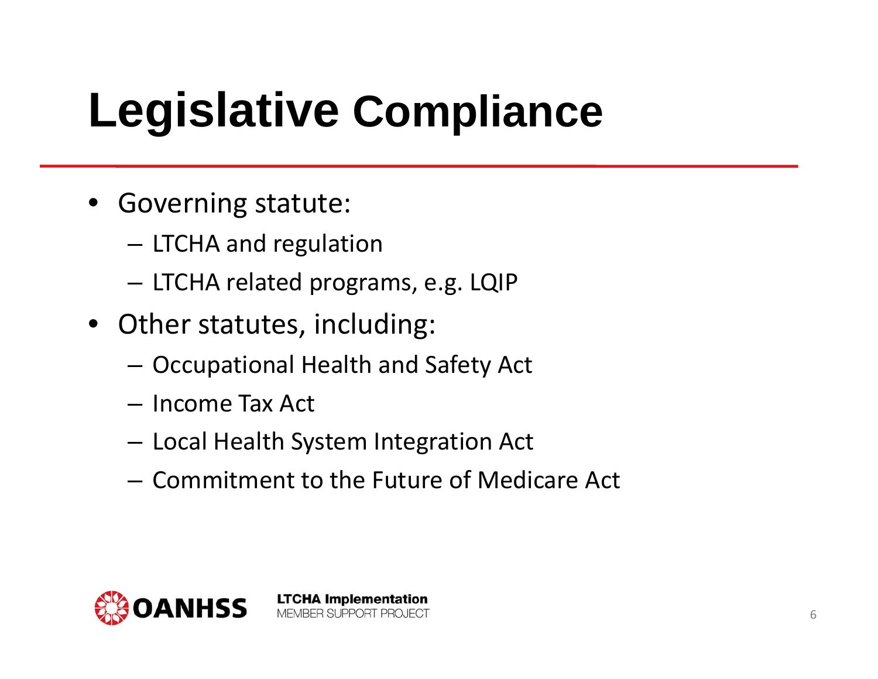# Legislative Compliance

- Governing statute:
  - LTCHA and regulation
  - LTCHA related programs, e.g. LQIP
- Other statutes, including:
  - Occupational Health and Safety Act
  - Income Tax Act
  - Local Health System Integration Act
  - Commitment to the Future of Medicare Act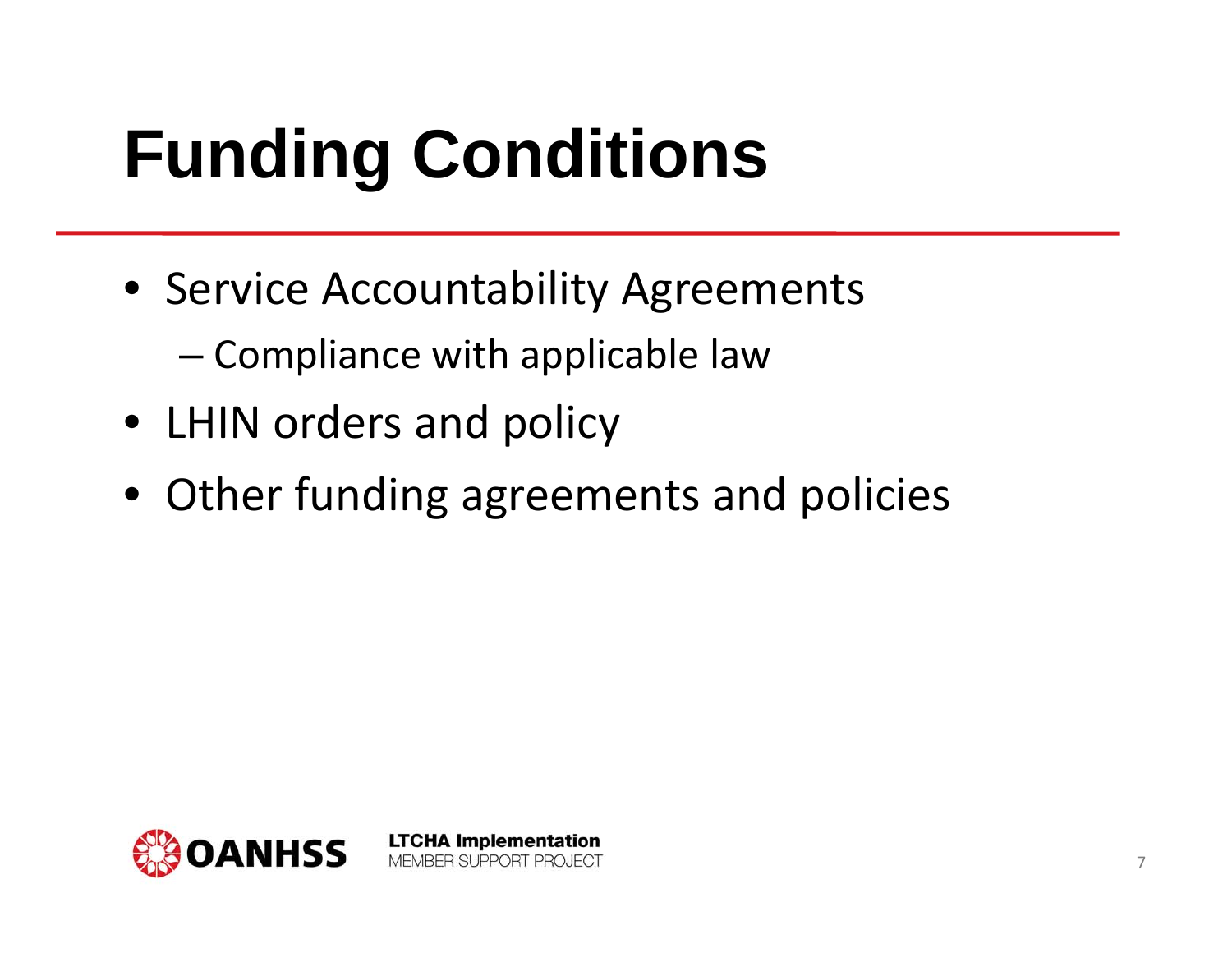# Funding Conditions

- Service Accountability Agreements
  - Compliance with applicable law
- LHIN orders and policy
- Other funding agreements and policies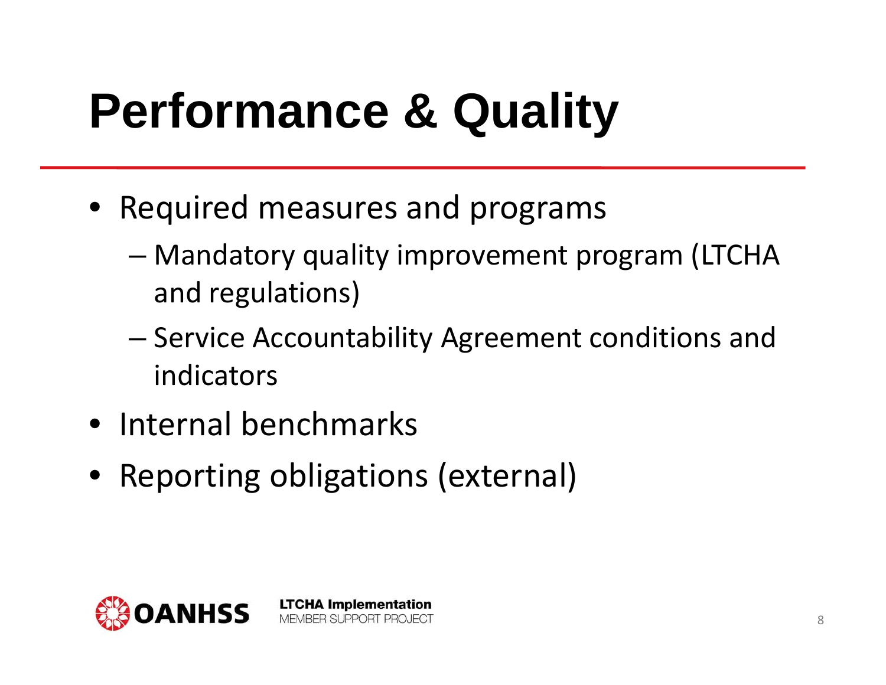# Performance & Quality

- Required measures and programs
  - Mandatory quality improvement program (LTCHA and regulations)
  - Service Accountability Agreement conditions and indicators
- Internal benchmarks
- Reporting obligations (external)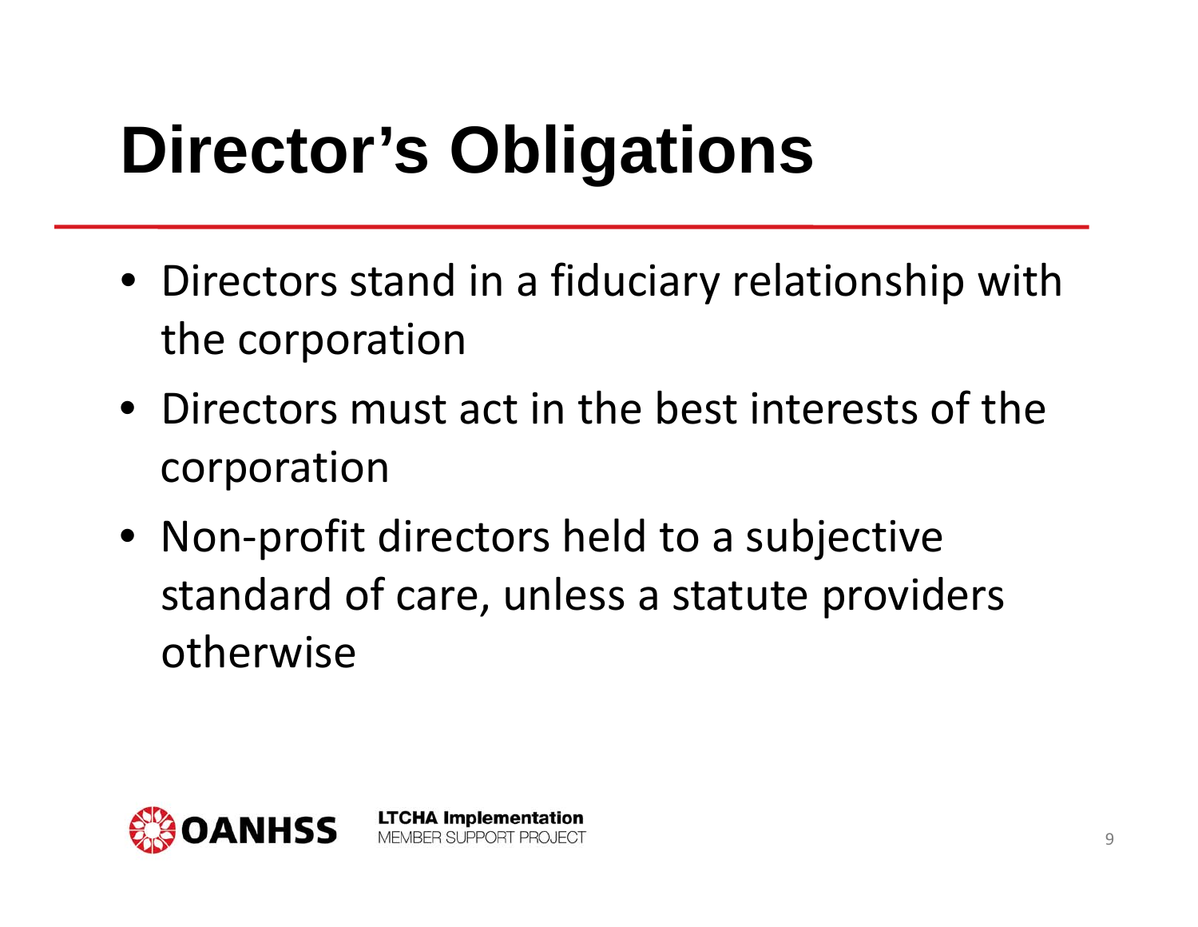# Director's Obligations

- Directors stand in a fiduciary relationship with the corporation
- Directors must act in the best interests of the corporation
- Non-profit directors held to a subjective standard of care, unless a statute providers otherwise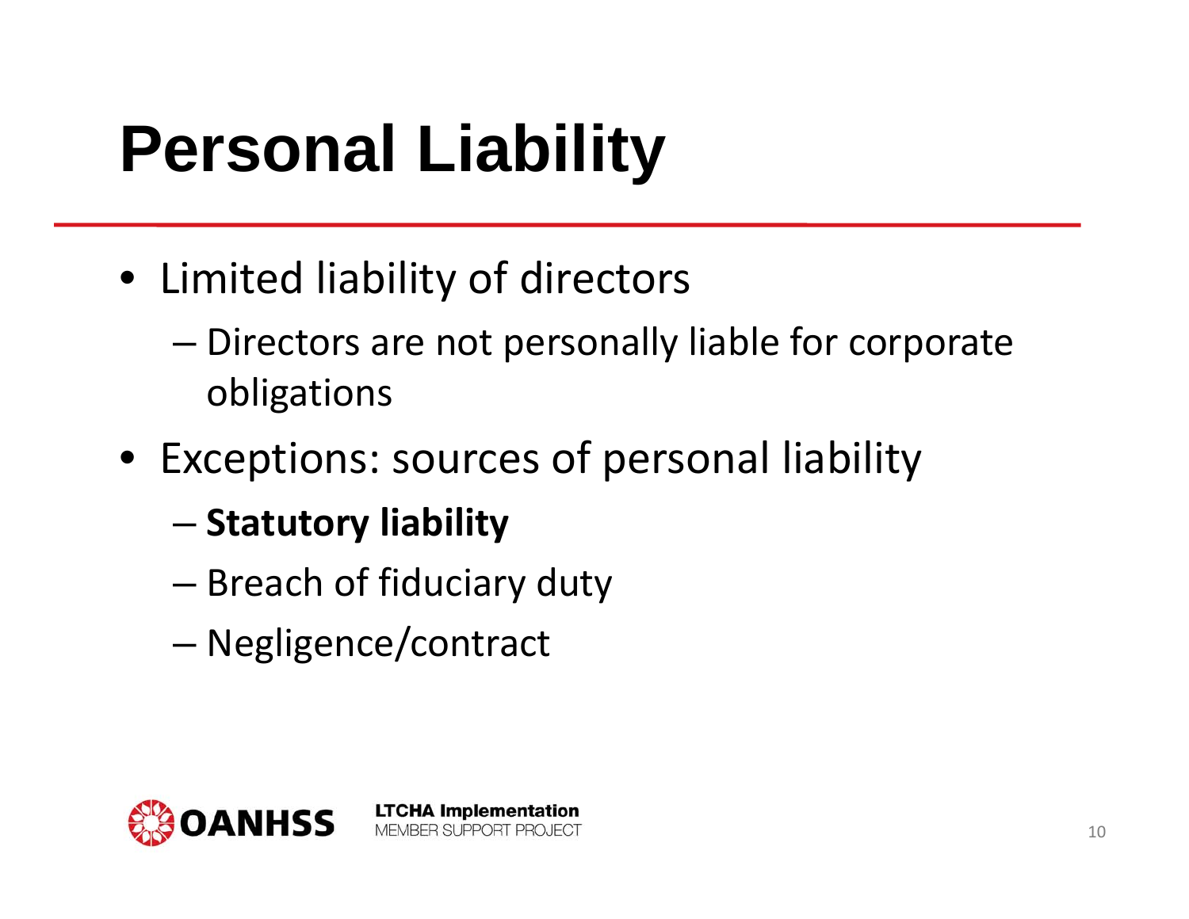# Personal Liability

- Limited liability of directors
  - Directors are not personally liable for corporate obligations
- Exceptions: sources of personal liability
  - **Statutory liability**
  - Breach of fiduciary duty
  - Negligence/contract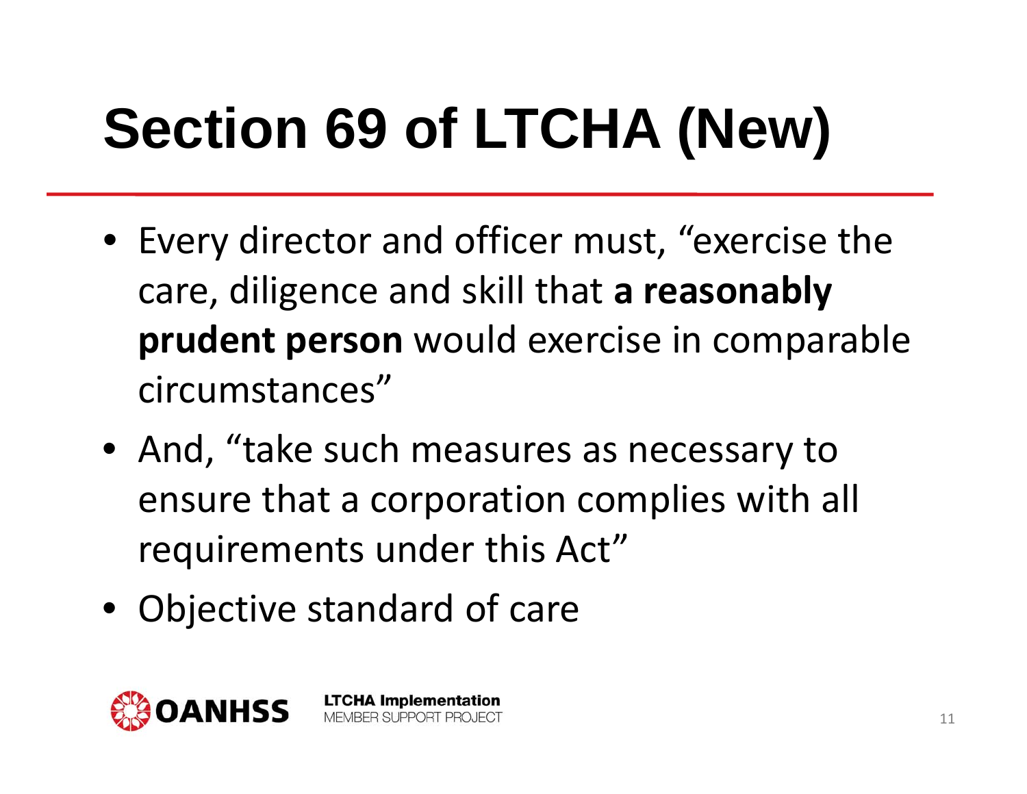# Section 69 of LTCHA (New)

- Every director and officer must, “exercise the care, diligence and skill that **a reasonably prudent person** would exercise in comparable circumstances”
- And, “take such measures as necessary to ensure that a corporation complies with all requirements under this Act”
- Objective standard of care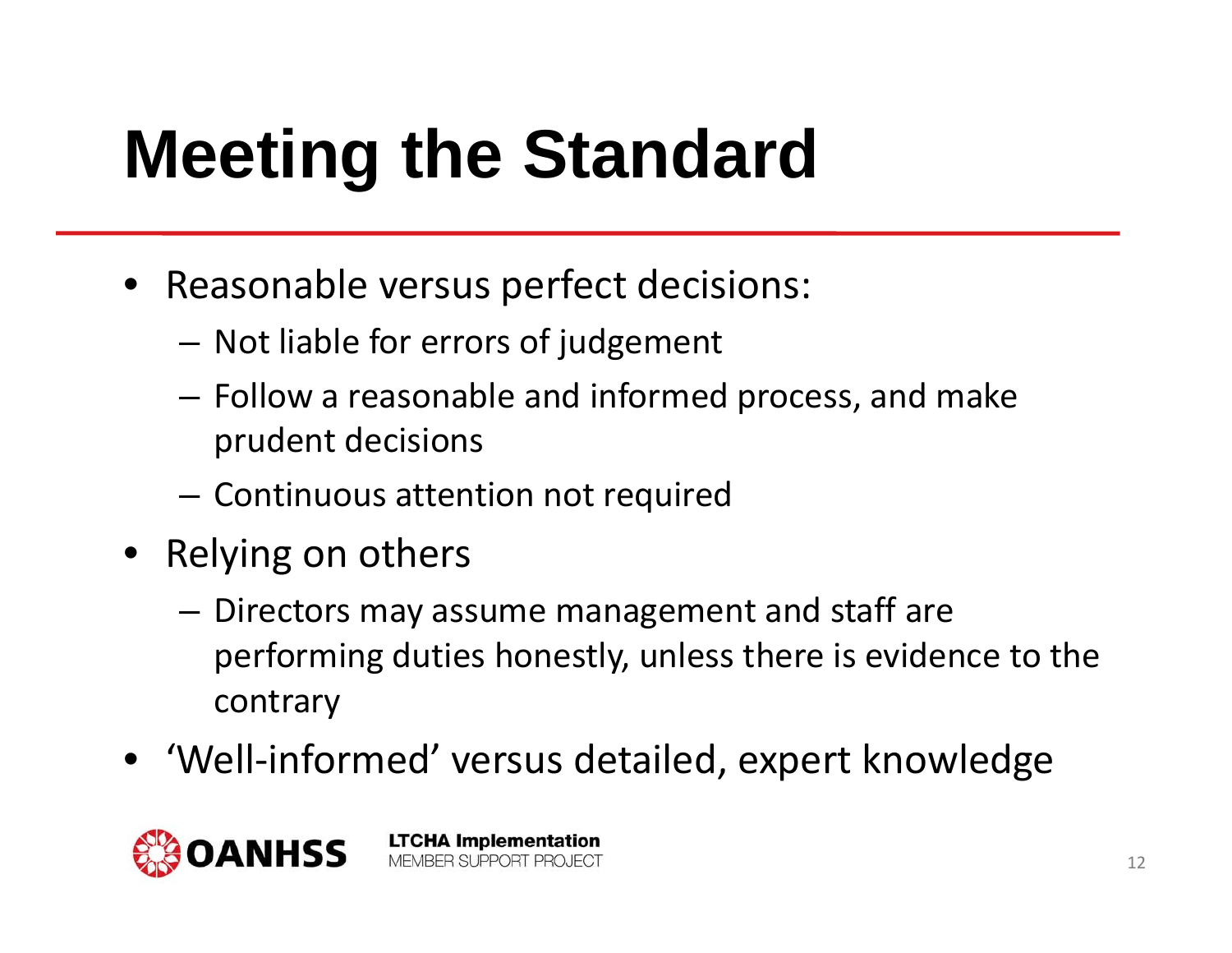# Meeting the Standard

- Reasonable versus perfect decisions:
  - Not liable for errors of judgement
  - Follow a reasonable and informed process, and make prudent decisions
  - Continuous attention not required
- Relying on others
  - Directors may assume management and staff are performing duties honestly, unless there is evidence to the contrary
- 'Well-informed' versus detailed, expert knowledge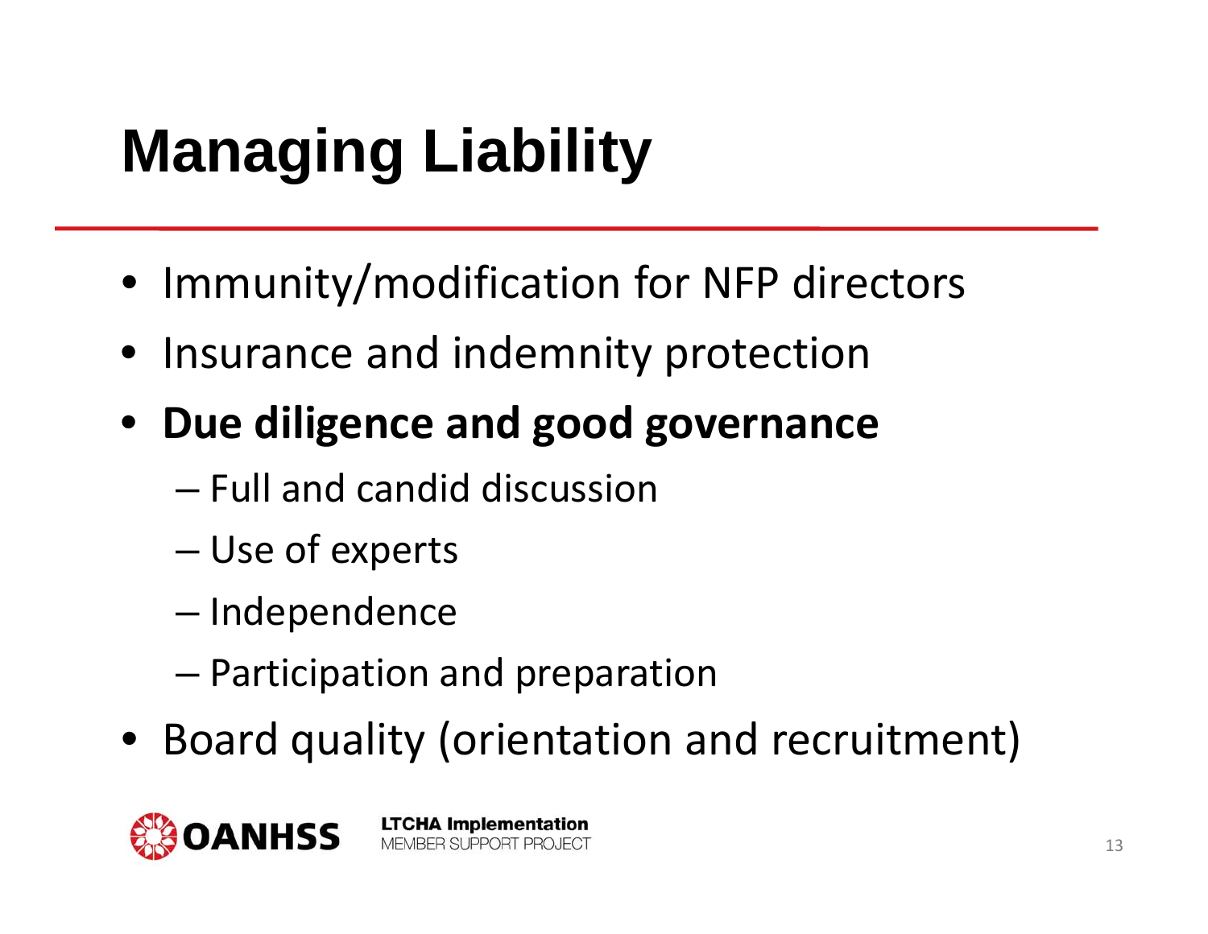# Managing Liability

- Immunity/modification for NFP directors
- Insurance and indemnity protection
- **Due diligence and good governance**
  - Full and candid discussion
  - Use of experts
  - Independence
  - Participation and preparation
- Board quality (orientation and recruitment)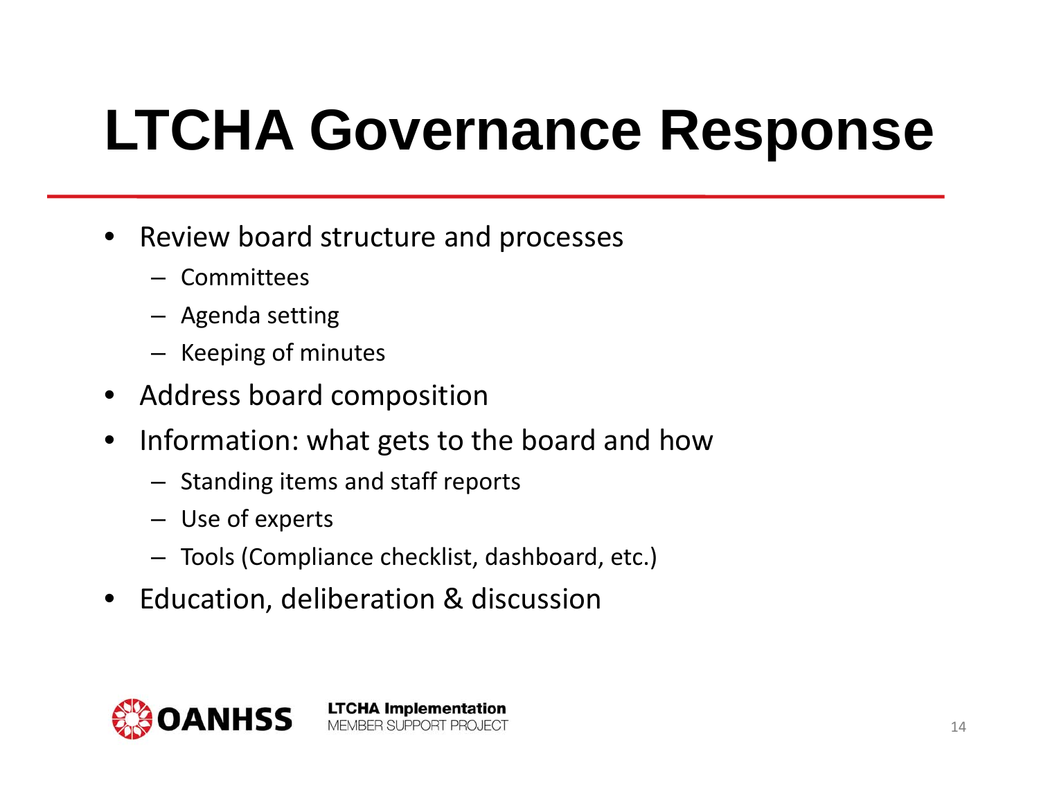# LTCHA Governance Response

- Review board structure and processes
  - Committees
  - Agenda setting
  - Keeping of minutes
- Address board composition
- Information: what gets to the board and how
  - Standing items and staff reports
  - Use of experts
  - Tools (Compliance checklist, dashboard, etc.)
- Education, deliberation & discussion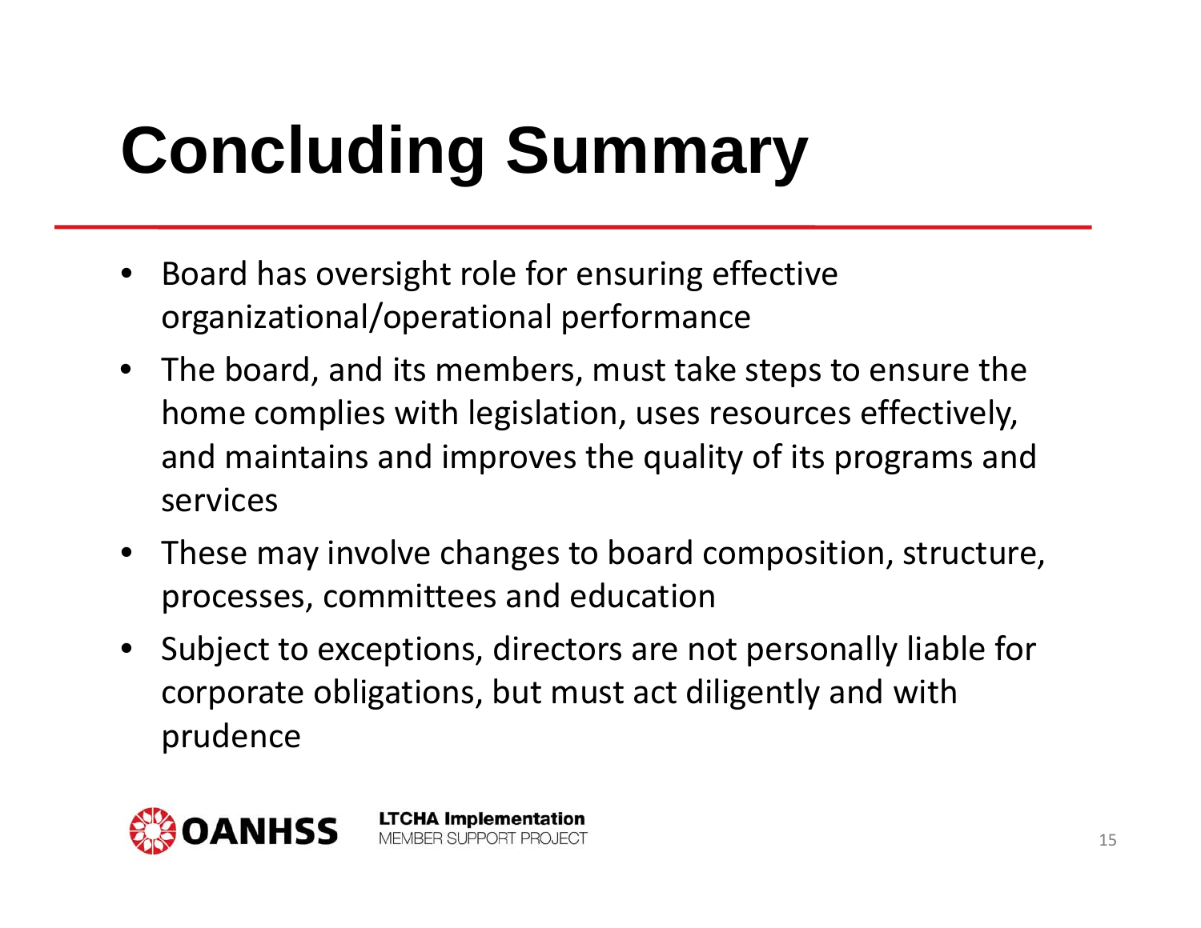# Concluding Summary

- Board has oversight role for ensuring effective organizational/operational performance
- The board, and its members, must take steps to ensure the home complies with legislation, uses resources effectively, and maintains and improves the quality of its programs and services
- These may involve changes to board composition, structure, processes, committees and education
- Subject to exceptions, directors are not personally liable for corporate obligations, but must act diligently and with prudence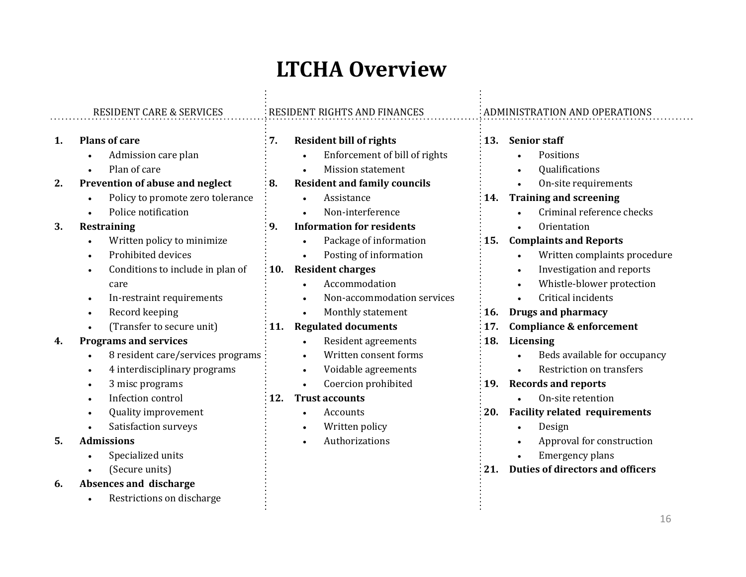# LTCHA Overview

## RESIDENT CARE & SERVICES

1. **Plans of care**
   - Admission care plan
   - Plan of care
2. **Prevention of abuse and neglect**
   - Policy to promote zero tolerance
   - Police notification
3. **Restraining**
   - Written policy to minimize
   - Prohibited devices
   - Conditions to include in plan of care
   - In-restraint requirements
   - Record keeping
   - (Transfer to secure unit)
4. **Programs and services**
   - 8 resident care/services programs
   - 4 interdisciplinary programs
   - 3 misc programs
   - Infection control
   - Quality improvement
   - Satisfaction surveys
5. **Admissions**
   - Specialized units
   - (Secure units)
6. **Absences and discharge**
   - Restrictions on discharge

## RESIDENT RIGHTS AND FINANCES

7. **Resident bill of rights**
   - Enforcement of bill of rights
   - Mission statement
8. **Resident and family councils**
   - Assistance
   - Non-interference
9. **Information for residents**
   - Package of information
   - Posting of information
10. **Resident charges**
    - Accommodation
    - Non-accommodation services
    - Monthly statement
11. **Regulated documents**
    - Resident agreements
    - Written consent forms
    - Voidable agreements
    - Coercion prohibited
12. **Trust accounts**
    - Accounts
    - Written policy
    - Authorizations

## ADMINISTRATION AND OPERATIONS

13. **Senior staff**
    - Positions
    - Qualifications
    - On-site requirements
14. **Training and screening**
    - Criminal reference checks
    - Orientation
15. **Complaints and Reports**
    - Written complaints procedure
    - Investigation and reports
    - Whistle-blower protection
    - Critical incidents
16. **Drugs and pharmacy**
17. **Compliance & enforcement**
18. **Licensing**
    - Beds available for occupancy
    - Restriction on transfers
19. **Records and reports**
    - On-site retention
20. **Facility related requirements**
    - Design
    - Approval for construction
    - Emergency plans
21. **Duties of directors and officers**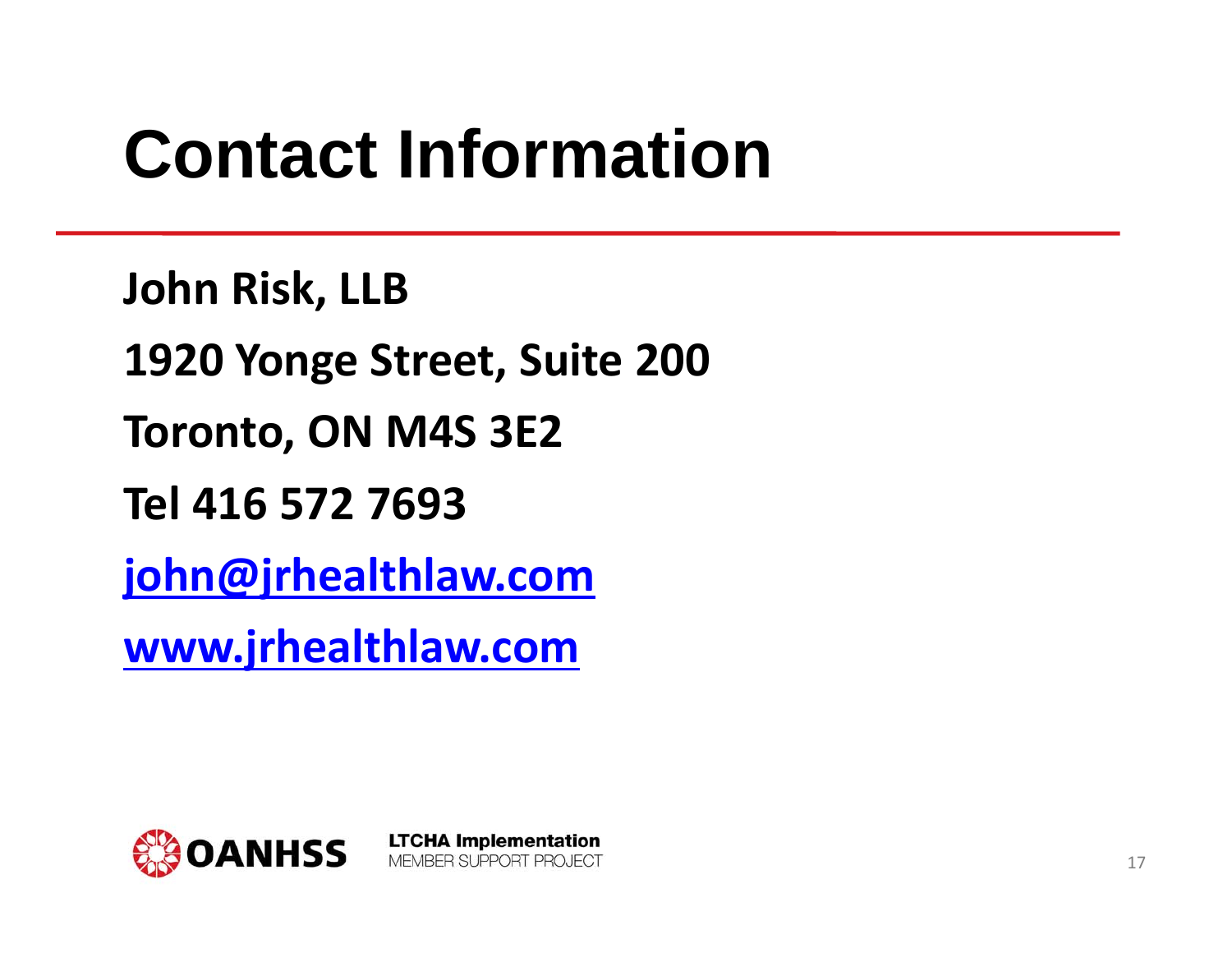# Contact Information

**John Risk, LLB**

**1920 Yonge Street, Suite 200**

**Toronto, ON M4S 3E2**

**Tel 416 572 7693**

**john@jrhealthlaw.com**

**www.jrhealthlaw.com**

OANHSS

**LTCHA Implementation**
MEMBER SUPPORT PROJECT